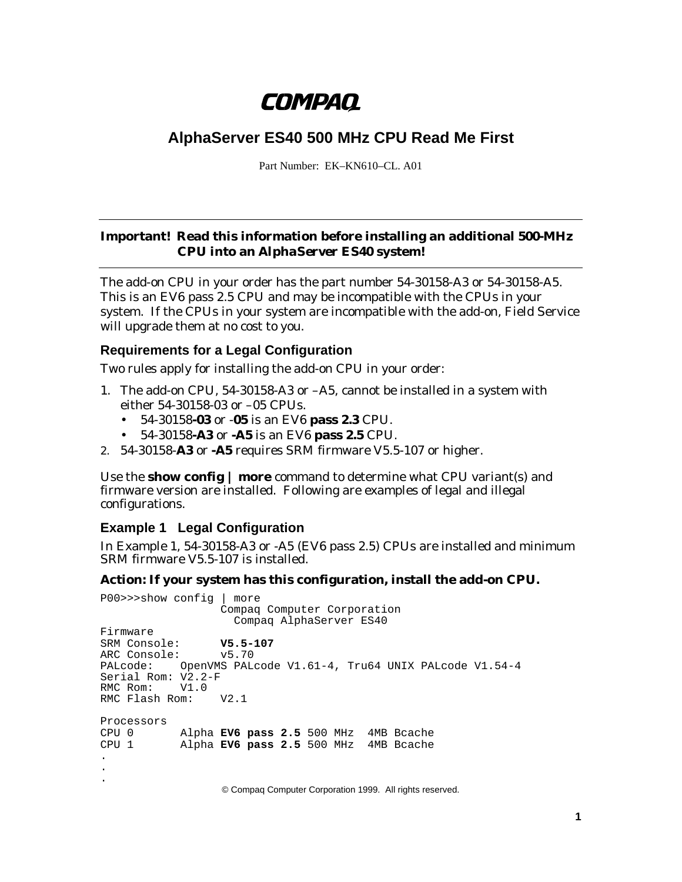COMPAQ

# AlphaServer ES40 500 MHz CPU Read Me First

Part Number: EK–KN610–CL. A01

---

**Important! Read this information before installing an additional 500-MHz CPU into an AlphaServer ES40 system!**

---

The add-on CPU in your order has the part number 54-30158-A3 or 54-30158-A5. This is an EV6 pass 2.5 CPU and may be incompatible with the CPUs in your system. If the CPUs in your system are incompatible with the add-on, Field Service will upgrade them at no cost to you.

## Requirements for a Legal Configuration

Two rules apply for installing the add-on CPU in your order:

1. The add-on CPU, 54-30158-A3 or –A5, cannot be installed in a system with either 54-30158-03 or –05 CPUs.
   - 54-30158**-03** or -**05** is an EV6 **pass 2.3** CPU.
   - 54-30158**-A3** or **-A5** is an EV6 **pass 2.5** CPU.
2. 54-30158-**A3** or **-A5** requires SRM firmware V5.5-107 or higher.

Use the **show config | more** command to determine what CPU variant(s) and firmware version are installed. Following are examples of legal and illegal configurations.

## Example 1 Legal Configuration

In Example 1, 54-30158-A3 or -A5 (EV6 pass 2.5) CPUs are installed and minimum SRM firmware V5.5-107 is installed.

**Action: If your system has this configuration, install the add-on CPU.**

```
P00>>>show config | more
                  Compaq Computer Corporation
                    Compaq AlphaServer ES40
Firmware
SRM Console:      V5.5-107
ARC Console:      v5.70
PALcode:    OpenVMS PALcode V1.61-4, Tru64 UNIX PALcode V1.54-4
Serial Rom: V2.2-F
RMC Rom:    V1.0
RMC Flash Rom:    V2.1

Processors
CPU 0       Alpha EV6 pass 2.5 500 MHz  4MB Bcache
CPU 1       Alpha EV6 pass 2.5 500 MHz  4MB Bcache
.
.
.
```

© Compaq Computer Corporation 1999. All rights reserved.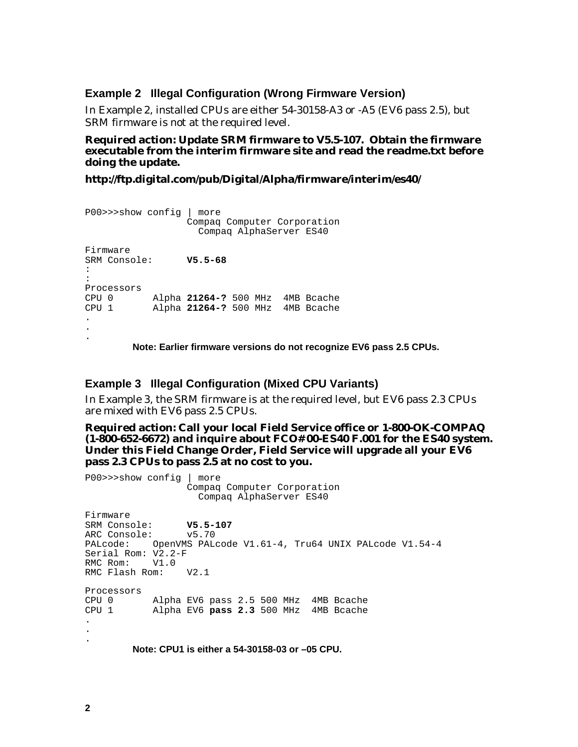### Example 2 Illegal Configuration (Wrong Firmware Version)

In Example 2, installed CPUs are either 54-30158-A3 or -A5 (EV6 pass 2.5), but SRM firmware is not at the required level.

**Required action: Update SRM firmware to V5.5-107. Obtain the firmware executable from the interim firmware site and read the readme.txt before doing the update.**

**http://ftp.digital.com/pub/Digital/Alpha/firmware/interim/es40/**

```
P00>>>show config | more
                 Compaq Computer Corporation
                   Compaq AlphaServer ES40

Firmware
SRM Console:     V5.5-68
:
:
Processors
CPU 0       Alpha 21264-? 500 MHz  4MB Bcache
CPU 1       Alpha 21264-? 500 MHz  4MB Bcache
.
.
.
```

**Note: Earlier firmware versions do not recognize EV6 pass 2.5 CPUs.**

### Example 3 Illegal Configuration (Mixed CPU Variants)

In Example 3, the SRM firmware is at the required level, but EV6 pass 2.3 CPUs are mixed with EV6 pass 2.5 CPUs.

**Required action: Call your local Field Service office or 1-800-OK-COMPAQ (1-800-652-6672) and inquire about FCO# 00-ES40 F.001 for the ES40 system. Under this Field Change Order, Field Service will upgrade all your EV6 pass 2.3 CPUs to pass 2.5 at no cost to you.**

```
P00>>>show config | more
                 Compaq Computer Corporation
                   Compaq AlphaServer ES40

Firmware
SRM Console:     V5.5-107
ARC Console:     v5.70
PALcode:    OpenVMS PALcode V1.61-4, Tru64 UNIX PALcode V1.54-4
Serial Rom: V2.2-F
RMC Rom:    V1.0
RMC Flash Rom:    V2.1

Processors
CPU 0       Alpha EV6 pass 2.5 500 MHz  4MB Bcache
CPU 1       Alpha EV6 pass 2.3 500 MHz  4MB Bcache
.
.
.
```

**Note: CPU1 is either a 54-30158-03 or –05 CPU.**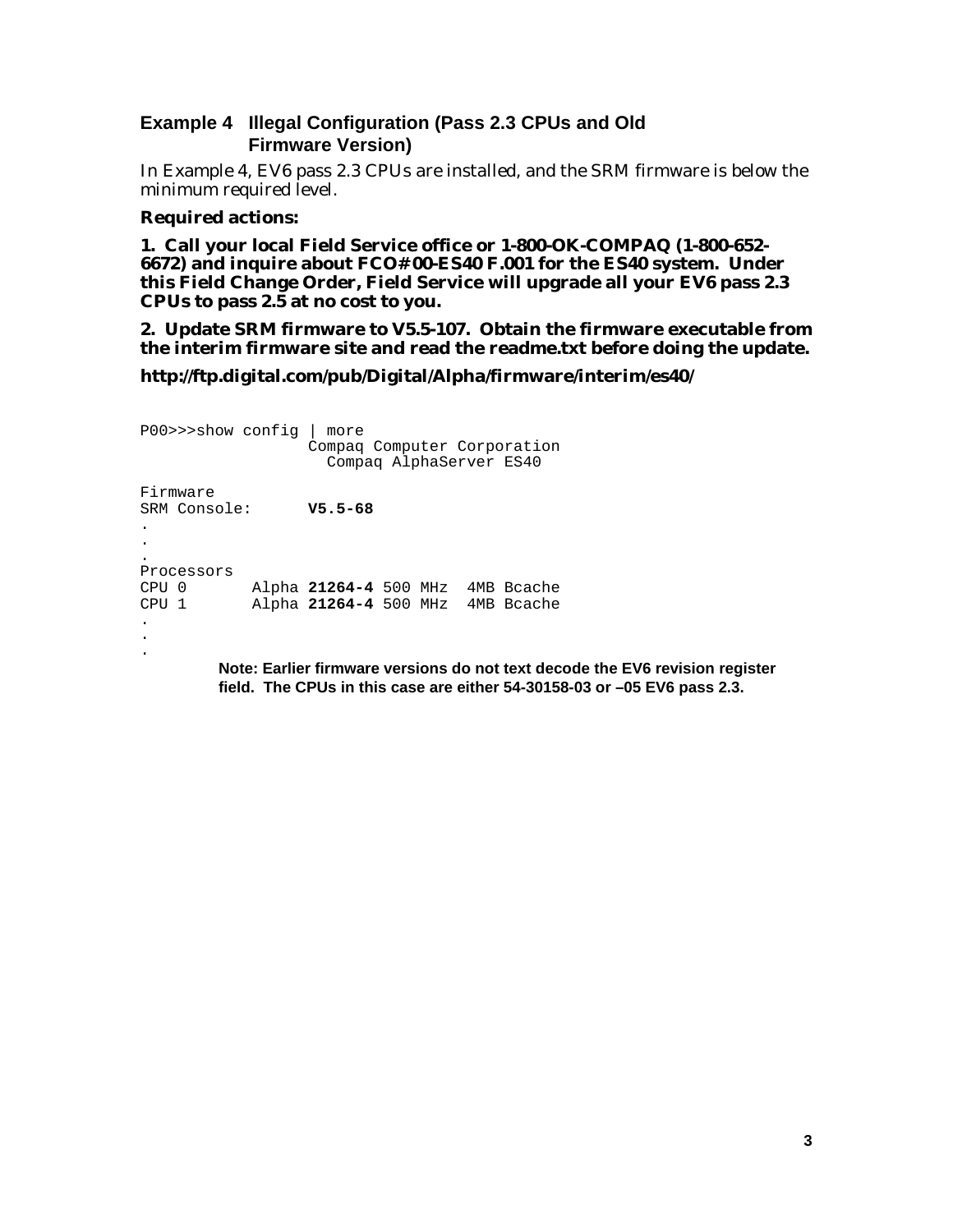### Example 4 Illegal Configuration (Pass 2.3 CPUs and Old Firmware Version)

In Example 4, EV6 pass 2.3 CPUs are installed, and the SRM firmware is below the minimum required level.

**Required actions:**

**1. Call your local Field Service office or 1-800-OK-COMPAQ (1-800-652-6672) and inquire about FCO# 00-ES40 F.001 for the ES40 system. Under this Field Change Order, Field Service will upgrade all your EV6 pass 2.3 CPUs to pass 2.5 at no cost to you.**

**2. Update SRM firmware to V5.5-107. Obtain the firmware executable from the interim firmware site and read the readme.txt before doing the update.**

**http://ftp.digital.com/pub/Digital/Alpha/firmware/interim/es40/**

```
P00>>>show config | more
                  Compaq Computer Corporation
                    Compaq AlphaServer ES40

Firmware
SRM Console:      V5.5-68
.
.
.
Processors
CPU 0       Alpha 21264-4 500 MHz  4MB Bcache
CPU 1       Alpha 21264-4 500 MHz  4MB Bcache
.
.
.
```

**Note: Earlier firmware versions do not text decode the EV6 revision register field. The CPUs in this case are either 54-30158-03 or –05 EV6 pass 2.3.**